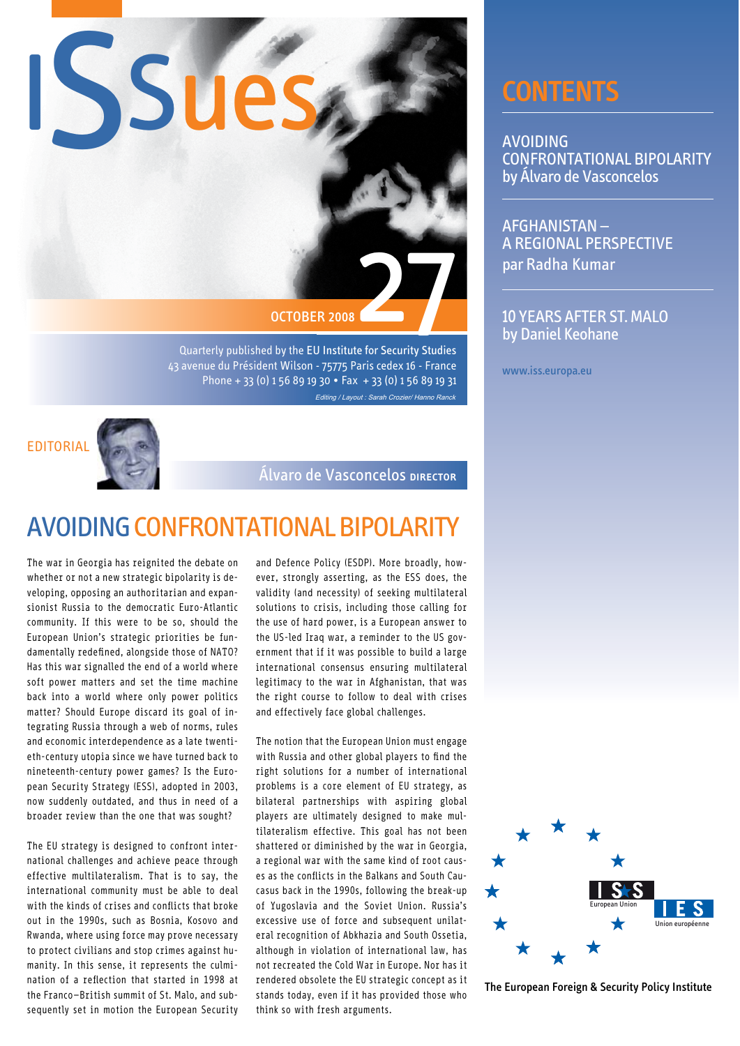# ISSues 27

OCTOBER 2008

Quarterly published by the EU Institute for Security Studies
43 avenue du Président Wilson - 75775 Paris cedex 16 - France
Phone + 33 (0) 1 56 89 19 30 • Fax + 33 (0) 1 56 89 19 31

*Editing / Layout : Sarah Crozier/ Hanno Ranck*

## CONTENTS

AVOIDING CONFRONTATIONAL BIPOLARITY
by Álvaro de Vasconcelos

AFGHANISTAN – A REGIONAL PERSPECTIVE
par Radha Kumar

10 YEARS AFTER ST. MALO
by Daniel Keohane

www.iss.europa.eu

EDITORIAL

Álvaro de Vasconcelos DIRECTOR

## AVOIDING CONFRONTATIONAL BIPOLARITY

The war in Georgia has reignited the debate on whether or not a new strategic bipolarity is developing, opposing an authoritarian and expansionist Russia to the democratic Euro-Atlantic community. If this were to be so, should the European Union's strategic priorities be fundamentally redefined, alongside those of NATO? Has this war signalled the end of a world where soft power matters and set the time machine back into a world where only power politics matter? Should Europe discard its goal of integrating Russia through a web of norms, rules and economic interdependence as a late twentieth-century utopia since we have turned back to nineteenth-century power games? Is the European Security Strategy (ESS), adopted in 2003, now suddenly outdated, and thus in need of a broader review than the one that was sought?

The EU strategy is designed to confront international challenges and achieve peace through effective multilateralism. That is to say, the international community must be able to deal with the kinds of crises and conflicts that broke out in the 1990s, such as Bosnia, Kosovo and Rwanda, where using force may prove necessary to protect civilians and stop crimes against humanity. In this sense, it represents the culmination of a reflection that started in 1998 at the Franco–British summit of St. Malo, and subsequently set in motion the European Security and Defence Policy (ESDP). More broadly, however, strongly asserting, as the ESS does, the validity (and necessity) of seeking multilateral solutions to crisis, including those calling for the use of hard power, is a European answer to the US-led Iraq war, a reminder to the US government that if it was possible to build a large international consensus ensuring multilateral legitimacy to the war in Afghanistan, that was the right course to follow to deal with crises and effectively face global challenges.

The notion that the European Union must engage with Russia and other global players to find the right solutions for a number of international problems is a core element of EU strategy, as bilateral partnerships with aspiring global players are ultimately designed to make multilateralism effective. This goal has not been shattered or diminished by the war in Georgia, a regional war with the same kind of root causes as the conflicts in the Balkans and South Caucasus back in the 1990s, following the break-up of Yugoslavia and the Soviet Union. Russia's excessive use of force and subsequent unilateral recognition of Abkhazia and South Ossetia, although in violation of international law, has not recreated the Cold War in Europe. Nor has it rendered obsolete the EU strategic concept as it stands today, even if it has provided those who think so with fresh arguments.

ISS European Union | IES Union européenne

The European Foreign & Security Policy Institute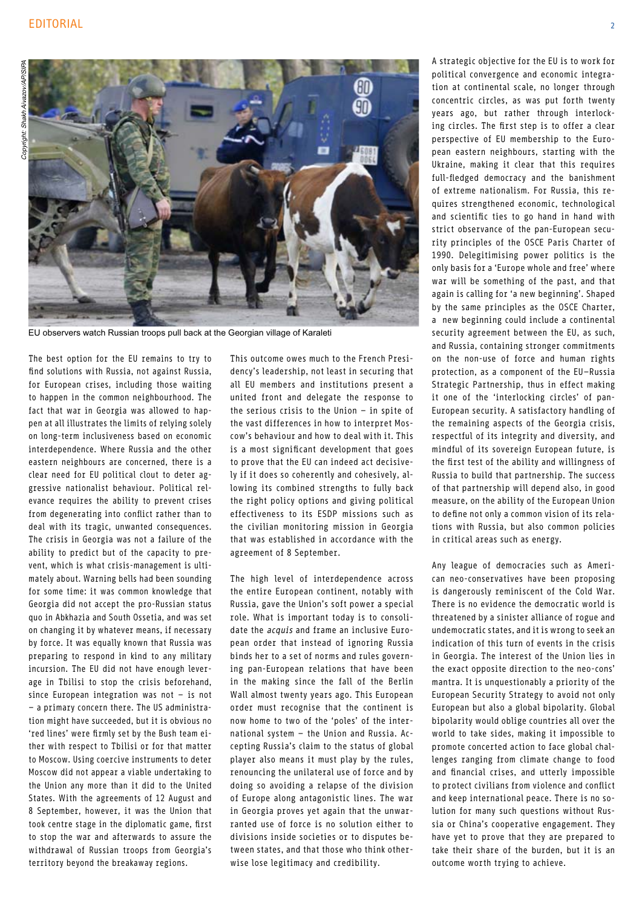EU observers watch Russian troops pull back at the Georgian village of Karaleti

The best option for the EU remains to try to find solutions with Russia, not against Russia, for European crises, including those waiting to happen in the common neighbourhood. The fact that war in Georgia was allowed to happen at all illustrates the limits of relying solely on long-term inclusiveness based on economic interdependence. Where Russia and the other eastern neighbours are concerned, there is a clear need for EU political clout to deter aggressive nationalist behaviour. Political relevance requires the ability to prevent crises from degenerating into conflict rather than to deal with its tragic, unwanted consequences. The crisis in Georgia was not a failure of the ability to predict but of the capacity to prevent, which is what crisis-management is ultimately about. Warning bells had been sounding for some time: it was common knowledge that Georgia did not accept the pro-Russian status quo in Abkhazia and South Ossetia, and was set on changing it by whatever means, if necessary by force. It was equally known that Russia was preparing to respond in kind to any military incursion. The EU did not have enough leverage in Tbilisi to stop the crisis beforehand, since European integration was not – is not – a primary concern there. The US administration might have succeeded, but it is obvious no 'red lines' were firmly set by the Bush team either with respect to Tbilisi or for that matter to Moscow. Using coercive instruments to deter Moscow did not appear a viable undertaking to the Union any more than it did to the United States. With the agreements of 12 August and 8 September, however, it was the Union that took centre stage in the diplomatic game, first to stop the war and afterwards to assure the withdrawal of Russian troops from Georgia's territory beyond the breakaway regions.

This outcome owes much to the French Presidency's leadership, not least in securing that all EU members and institutions present a united front and delegate the response to the serious crisis to the Union – in spite of the vast differences in how to interpret Moscow's behaviour and how to deal with it. This is a most significant development that goes to prove that the EU can indeed act decisively if it does so coherently and cohesively, allowing its combined strengths to fully back the right policy options and giving political effectiveness to its ESDP missions such as the civilian monitoring mission in Georgia that was established in accordance with the agreement of 8 September.

The high level of interdependence across the entire European continent, notably with Russia, gave the Union's soft power a special role. What is important today is to consolidate the *acquis* and frame an inclusive European order that instead of ignoring Russia binds her to a set of norms and rules governing pan-European relations that have been in the making since the fall of the Berlin Wall almost twenty years ago. This European order must recognise that the continent is now home to two of the 'poles' of the international system – the Union and Russia. Accepting Russia's claim to the status of global player also means it must play by the rules, renouncing the unilateral use of force and by doing so avoiding a relapse of the division of Europe along antagonistic lines. The war in Georgia proves yet again that the unwarranted use of force is no solution either to divisions inside societies or to disputes between states, and that those who think otherwise lose legitimacy and credibility.

A strategic objective for the EU is to work for political convergence and economic integration at continental scale, no longer through concentric circles, as was put forth twenty years ago, but rather through interlocking circles. The first step is to offer a clear perspective of EU membership to the European eastern neighbours, starting with the Ukraine, making it clear that this requires full-fledged democracy and the banishment of extreme nationalism. For Russia, this requires strengthened economic, technological and scientific ties to go hand in hand with strict observance of the pan-European security principles of the OSCE Paris Charter of 1990. Delegitimising power politics is the only basis for a 'Europe whole and free' where war will be something of the past, and that again is calling for 'a new beginning'. Shaped by the same principles as the OSCE Charter, a new beginning could include a continental security agreement between the EU, as such, and Russia, containing stronger commitments on the non-use of force and human rights protection, as a component of the EU–Russia Strategic Partnership, thus in effect making it one of the 'interlocking circles' of pan-European security. A satisfactory handling of the remaining aspects of the Georgia crisis, respectful of its integrity and diversity, and mindful of its sovereign European future, is the first test of the ability and willingness of Russia to build that partnership. The success of that partnership will depend also, in good measure, on the ability of the European Union to define not only a common vision of its relations with Russia, but also common policies in critical areas such as energy.

Any league of democracies such as American neo-conservatives have been proposing is dangerously reminiscent of the Cold War. There is no evidence the democratic world is threatened by a sinister alliance of rogue and undemocratic states, and it is wrong to seek an indication of this turn of events in the crisis in Georgia. The interest of the Union lies in the exact opposite direction to the neo-cons' mantra. It is unquestionably a priority of the European Security Strategy to avoid not only European but also a global bipolarity. Global bipolarity would oblige countries all over the world to take sides, making it impossible to promote concerted action to face global challenges ranging from climate change to food and financial crises, and utterly impossible to protect civilians from violence and conflict and keep international peace. There is no solution for many such questions without Russia or China's cooperative engagement. They have yet to prove that they are prepared to take their share of the burden, but it is an outcome worth trying to achieve.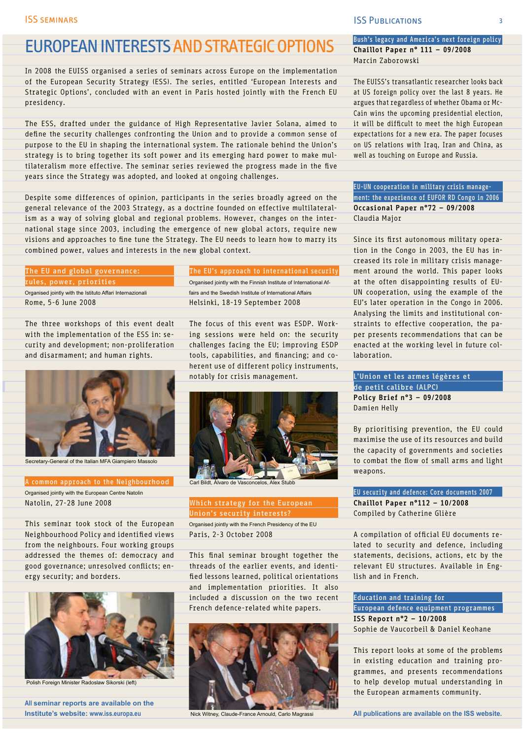# EUROPEAN INTERESTS AND STRATEGIC OPTIONS

In 2008 the EUISS organised a series of seminars across Europe on the implementation of the European Security Strategy (ESS). The series, entitled 'European Interests and Strategic Options', concluded with an event in Paris hosted jointly with the French EU presidency.

The ESS, drafted under the guidance of High Representative Javier Solana, aimed to define the security challenges confronting the Union and to provide a common sense of purpose to the EU in shaping the international system. The rationale behind the Union's strategy is to bring together its soft power and its emerging hard power to make multilateralism more effective. The seminar series reviewed the progress made in the five years since the Strategy was adopted, and looked at ongoing challenges.

Despite some differences of opinion, participants in the series broadly agreed on the general relevance of the 2003 Strategy, as a doctrine founded on effective multilateralism as a way of solving global and regional problems. However, changes on the international stage since 2003, including the emergence of new global actors, require new visions and approaches to fine tune the Strategy. The EU needs to learn how to marry its combined power, values and interests in the new global context.

## The EU and global governance: rules, power, priorities

Organised jointly with the Istituto Affari Internazionali

Rome, 5-6 June 2008

The three workshops of this event dealt with the implementation of the ESS in: security and development; non-proliferation and disarmament; and human rights.

Secretary-General of the Italian MFA Giampiero Massolo

## A common approach to the Neighbourhood

Organised jointly with the European Centre Natolin

Natolin, 27-28 June 2008

This seminar took stock of the European Neighbourhood Policy and identified views from the neighbours. Four working groups addressed the themes of: democracy and good governance; unresolved conflicts; energy security; and borders.

Polish Foreign Minister Radoslaw Sikorski (left)

## The EU's approach to international security

Organised jointly with the Finnish Institute of International Affairs and the Swedish Institute of International Affairs

Helsinki, 18-19 September 2008

The focus of this event was ESDP. Working sessions were held on: the security challenges facing the EU; improving ESDP tools, capabilities, and financing; and coherent use of different policy instruments, notably for crisis management.

Carl Bildt, Álvaro de Vasconcelos, Alex Stubb

## Which strategy for the European Union's security interests?

Organised jointly with the French Presidency of the EU

Paris, 2-3 October 2008

This final seminar brought together the threads of the earlier events, and identified lessons learned, political orientations and implementation priorities. It also included a discussion on the two recent French defence-related white papers.

Nick Witney, Claude-France Arnould, Carlo Magrassi

**All seminar reports are available on the Institute's website: www.iss.europa.eu**

# ISS Publications

## Bush's legacy and America's next foreign policy

**Chaillot Paper n° 111 – 09/2008**

Marcin Zaborowski

The EUISS's transatlantic researcher looks back at US foreign policy over the last 8 years. He argues that regardless of whether Obama or McCain wins the upcoming presidential election, it will be difficult to meet the high European expectations for a new era. The paper focuses on US relations with Iraq, Iran and China, as well as touching on Europe and Russia.

## EU-UN cooperation in military crisis management: the experience of EUFOR RD Congo in 2006

**Occasional Paper n°72 – 09/2008**

Claudia Major

Since its first autonomous military operation in the Congo in 2003, the EU has increased its role in military crisis management around the world. This paper looks at the often disappointing results of EU-UN cooperation, using the example of the EU's later operation in the Congo in 2006. Analysing the limits and institutional constraints to effective cooperation, the paper presents recommendations that can be enacted at the working level in future collaboration.

## L'Union et les armes légères et de petit calibre (ALPC)

**Policy Brief n°3 – 09/2008**

Damien Helly

By prioritising prevention, the EU could maximise the use of its resources and build the capacity of governments and societies to combat the flow of small arms and light weapons.

## EU security and defence: Core documents 2007

**Chaillot Paper n°112 – 10/2008**

Compiled by Catherine Glière

A compilation of official EU documents related to security and defence, including statements, decisions, actions, etc by the relevant EU structures. Available in English and in French.

## Education and training for European defence equipment programmes

**ISS Report n°2 – 10/2008**

Sophie de Vaucorbeil & Daniel Keohane

This report looks at some of the problems in existing education and training programmes, and presents recommendations to help develop mutual understanding in the European armaments community.

**All publications are available on the ISS website.**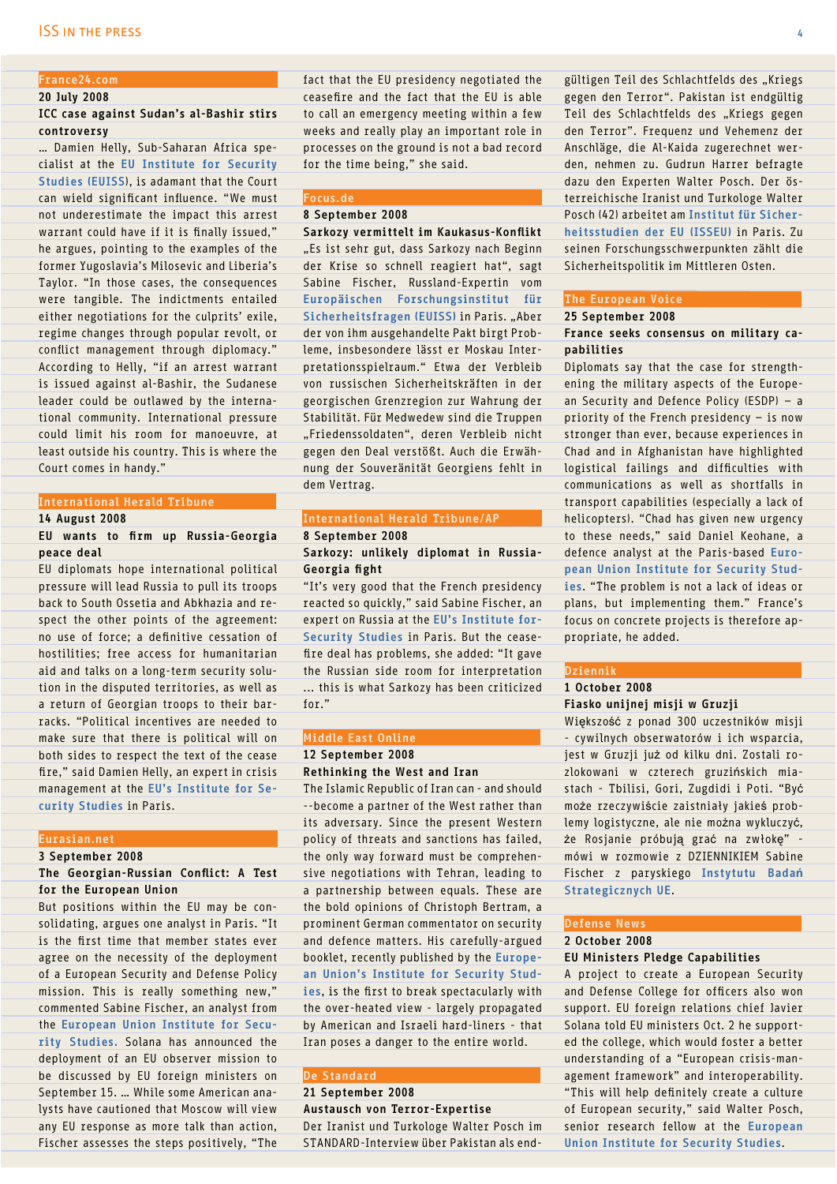## France24.com

**20 July 2008**

**ICC case against Sudan's al-Bashir stirs controversy**

… Damien Helly, Sub-Saharan Africa specialist at the EU Institute for Security Studies (EUISS), is adamant that the Court can wield significant influence. "We must not underestimate the impact this arrest warrant could have if it is finally issued," he argues, pointing to the examples of the former Yugoslavia's Milosevic and Liberia's Taylor. "In those cases, the consequences were tangible. The indictments entailed either negotiations for the culprits' exile, regime changes through popular revolt, or conflict management through diplomacy." According to Helly, "if an arrest warrant is issued against al-Bashir, the Sudanese leader could be outlawed by the international community. International pressure could limit his room for manoeuvre, at least outside his country. This is where the Court comes in handy."

## International Herald Tribune

**14 August 2008**

**EU wants to firm up Russia-Georgia peace deal**

EU diplomats hope international political pressure will lead Russia to pull its troops back to South Ossetia and Abkhazia and respect the other points of the agreement: no use of force; a definitive cessation of hostilities; free access for humanitarian aid and talks on a long-term security solution in the disputed territories, as well as a return of Georgian troops to their barracks. "Political incentives are needed to make sure that there is political will on both sides to respect the text of the cease fire," said Damien Helly, an expert in crisis management at the EU's Institute for Security Studies in Paris.

## Eurasian.net

**3 September 2008**

**The Georgian-Russian Conflict: A Test for the European Union**

But positions within the EU may be consolidating, argues one analyst in Paris. "It is the first time that member states ever agree on the necessity of the deployment of a European Security and Defense Policy mission. This is really something new," commented Sabine Fischer, an analyst from the European Union Institute for Security Studies. Solana has announced the deployment of an EU observer mission to be discussed by EU foreign ministers on September 15. … While some American analysts have cautioned that Moscow will view any EU response as more talk than action, Fischer assesses the steps positively, "The fact that the EU presidency negotiated the ceasefire and the fact that the EU is able to call an emergency meeting within a few weeks and really play an important role in processes on the ground is not a bad record for the time being," she said.

## Focus.de

**8 September 2008**

**Sarkozy vermittelt im Kaukasus-Konflikt**

„Es ist sehr gut, dass Sarkozy nach Beginn der Krise so schnell reagiert hat", sagt Sabine Fischer, Russland-Expertin vom Europäischen Forschungsinstitut für Sicherheitsfragen (EUISS) in Paris. „Aber der von ihm ausgehandelte Pakt birgt Probleme, insbesondere lässt er Moskau Interpretationsspielraum." Etwa der Verbleib von russischen Sicherheitskräften in der georgischen Grenzregion zur Wahrung der Stabilität. Für Medwedew sind die Truppen „Friedenssoldaten", deren Verbleib nicht gegen den Deal verstößt. Auch die Erwähnung der Souveränität Georgiens fehlt in dem Vertrag.

## International Herald Tribune/AP

**8 September 2008**

**Sarkozy: unlikely diplomat in Russia-Georgia fight**

"It's very good that the French presidency reacted so quickly," said Sabine Fischer, an expert on Russia at the EU's Institute for Security Studies in Paris. But the ceasefire deal has problems, she added: "It gave the Russian side room for interpretation … this is what Sarkozy has been criticized for."

## Middle East Online

**12 September 2008**

**Rethinking the West and Iran**

The Islamic Republic of Iran can - and should --become a partner of the West rather than its adversary. Since the present Western policy of threats and sanctions has failed, the only way forward must be comprehensive negotiations with Tehran, leading to a partnership between equals. These are the bold opinions of Christoph Bertram, a prominent German commentator on security and defence matters. His carefully-argued booklet, recently published by the European Union's Institute for Security Studies, is the first to break spectacularly with the over-heated view - largely propagated by American and Israeli hard-liners - that Iran poses a danger to the entire world.

## De Standard

**21 September 2008**

**Austausch von Terror-Expertise**

Der Iranist und Turkologe Walter Posch im STANDARD-Interview über Pakistan als endgültigen Teil des Schlachtfelds des „Kriegs gegen den Terror". Pakistan ist endgültig Teil des Schlachtfelds des „Kriegs gegen den Terror". Frequenz und Vehemenz der Anschläge, die Al-Kaida zugerechnet werden, nehmen zu. Gudrun Harrer befragte dazu den Experten Walter Posch. Der österreichische Iranist und Turkologe Walter Posch (42) arbeitet am Institut für Sicherheitsstudien der EU (ISSEU) in Paris. Zu seinen Forschungsschwerpunkten zählt die Sicherheitspolitik im Mittleren Osten.

## The European Voice

**25 September 2008**

**France seeks consensus on military capabilities**

Diplomats say that the case for strengthening the military aspects of the European Security and Defence Policy (ESDP) – a priority of the French presidency – is now stronger than ever, because experiences in Chad and in Afghanistan have highlighted logistical failings and difficulties with communications as well as shortfalls in transport capabilities (especially a lack of helicopters). "Chad has given new urgency to these needs," said Daniel Keohane, a defence analyst at the Paris-based European Union Institute for Security Studies. "The problem is not a lack of ideas or plans, but implementing them." France's focus on concrete projects is therefore appropriate, he added.

## Dziennik

**1 October 2008**

**Fiasko unijnej misji w Gruzji**

Większość z ponad 300 uczestników misji - cywilnych obserwatorów i ich wsparcia, jest w Gruzji już od kilku dni. Zostali rozlokowani w czterech gruzińskich miastach - Tbilisi, Gori, Zugdidi i Poti. "Być może rzeczywiście zaistniały jakieś problemy logistyczne, ale nie można wykluczyć, że Rosjanie próbują grać na zwłokę" - mówi w rozmowie z DZIENNIKIEM Sabine Fischer z paryskiego Instytutu Badań Strategicznych UE.

## Defense News

**2 October 2008**

**EU Ministers Pledge Capabilities**

A project to create a European Security and Defense College for officers also won support. EU foreign relations chief Javier Solana told EU ministers Oct. 2 he supported the college, which would foster a better understanding of a "European crisis-management framework" and interoperability. "This will help definitely create a culture of European security," said Walter Posch, senior research fellow at the European Union Institute for Security Studies.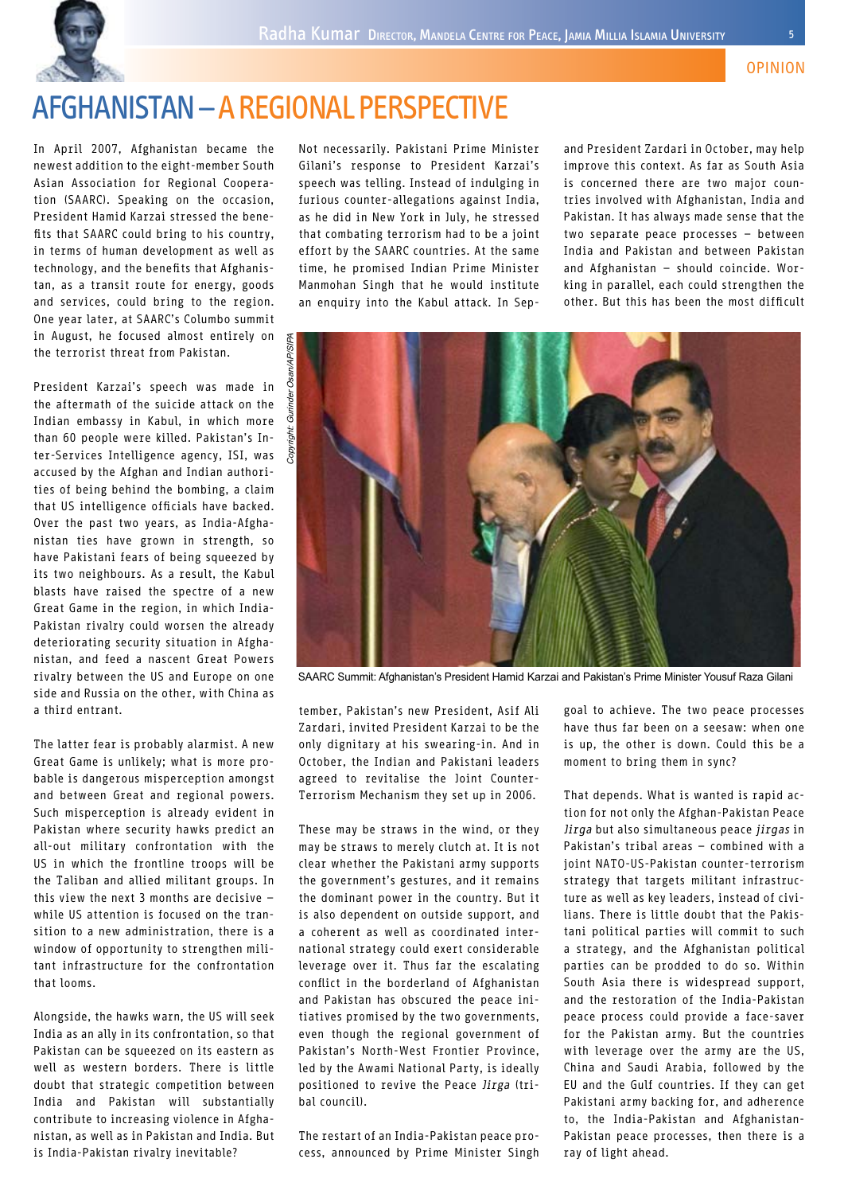Radha Kumar Director, Mandela Centre for Peace, Jamia Millia Islamia University

OPINION

# AFGHANISTAN – A REGIONAL PERSPECTIVE

In April 2007, Afghanistan became the newest addition to the eight-member South Asian Association for Regional Cooperation (SAARC). Speaking on the occasion, President Hamid Karzai stressed the benefits that SAARC could bring to his country, in terms of human development as well as technology, and the benefits that Afghanistan, as a transit route for energy, goods and services, could bring to the region. One year later, at SAARC's Columbo summit in August, he focused almost entirely on the terrorist threat from Pakistan.

President Karzai's speech was made in the aftermath of the suicide attack on the Indian embassy in Kabul, in which more than 60 people were killed. Pakistan's Inter-Services Intelligence agency, ISI, was accused by the Afghan and Indian authorities of being behind the bombing, a claim that US intelligence officials have backed. Over the past two years, as India-Afghanistan ties have grown in strength, so have Pakistani fears of being squeezed by its two neighbours. As a result, the Kabul blasts have raised the spectre of a new Great Game in the region, in which India-Pakistan rivalry could worsen the already deteriorating security situation in Afghanistan, and feed a nascent Great Powers rivalry between the US and Europe on one side and Russia on the other, with China as a third entrant.

The latter fear is probably alarmist. A new Great Game is unlikely; what is more probable is dangerous misperception amongst and between Great and regional powers. Such misperception is already evident in Pakistan where security hawks predict an all-out military confrontation with the US in which the frontline troops will be the Taliban and allied militant groups. In this view the next 3 months are decisive – while US attention is focused on the transition to a new administration, there is a window of opportunity to strengthen militant infrastructure for the confrontation that looms.

Alongside, the hawks warn, the US will seek India as an ally in its confrontation, so that Pakistan can be squeezed on its eastern as well as western borders. There is little doubt that strategic competition between India and Pakistan will substantially contribute to increasing violence in Afghanistan, as well as in Pakistan and India. But is India-Pakistan rivalry inevitable?

Not necessarily. Pakistani Prime Minister Gilani's response to President Karzai's speech was telling. Instead of indulging in furious counter-allegations against India, as he did in New York in July, he stressed that combating terrorism had to be a joint effort by the SAARC countries. At the same time, he promised Indian Prime Minister Manmohan Singh that he would institute an enquiry into the Kabul attack. In September, Pakistan's new President, Asif Ali Zardari, invited President Karzai to be the only dignitary at his swearing-in. And in October, the Indian and Pakistani leaders agreed to revitalise the Joint Counter-Terrorism Mechanism they set up in 2006.

Copyright: Gurinder Osan/AP/SIPA

SAARC Summit: Afghanistan's President Hamid Karzai and Pakistan's Prime Minister Yousuf Raza Gilani

These may be straws in the wind, or they may be straws to merely clutch at. It is not clear whether the Pakistani army supports the government's gestures, and it remains the dominant power in the country. But it is also dependent on outside support, and a coherent as well as coordinated international strategy could exert considerable leverage over it. Thus far the escalating conflict in the borderland of Afghanistan and Pakistan has obscured the peace initiatives promised by the two governments, even though the regional government of Pakistan's North-West Frontier Province, led by the Awami National Party, is ideally positioned to revive the Peace *Jirga* (tribal council).

The restart of an India-Pakistan peace process, announced by Prime Minister Singh and President Zardari in October, may help improve this context. As far as South Asia is concerned there are two major countries involved with Afghanistan, India and Pakistan. It has always made sense that the two separate peace processes – between India and Pakistan and between Pakistan and Afghanistan – should coincide. Working in parallel, each could strengthen the other. But this has been the most difficult goal to achieve. The two peace processes have thus far been on a seesaw: when one is up, the other is down. Could this be a moment to bring them in sync?

That depends. What is wanted is rapid action for not only the Afghan-Pakistan Peace *Jirga* but also simultaneous peace *jirgas* in Pakistan's tribal areas – combined with a joint NATO-US-Pakistan counter-terrorism strategy that targets militant infrastructure as well as key leaders, instead of civilians. There is little doubt that the Pakistani political parties will commit to such a strategy, and the Afghanistan political parties can be prodded to do so. Within South Asia there is widespread support, and the restoration of the India-Pakistan peace process could provide a face-saver for the Pakistan army. But the countries with leverage over the army are the US, China and Saudi Arabia, followed by the EU and the Gulf countries. If they can get Pakistani army backing for, and adherence to, the India-Pakistan and Afghanistan-Pakistan peace processes, then there is a ray of light ahead.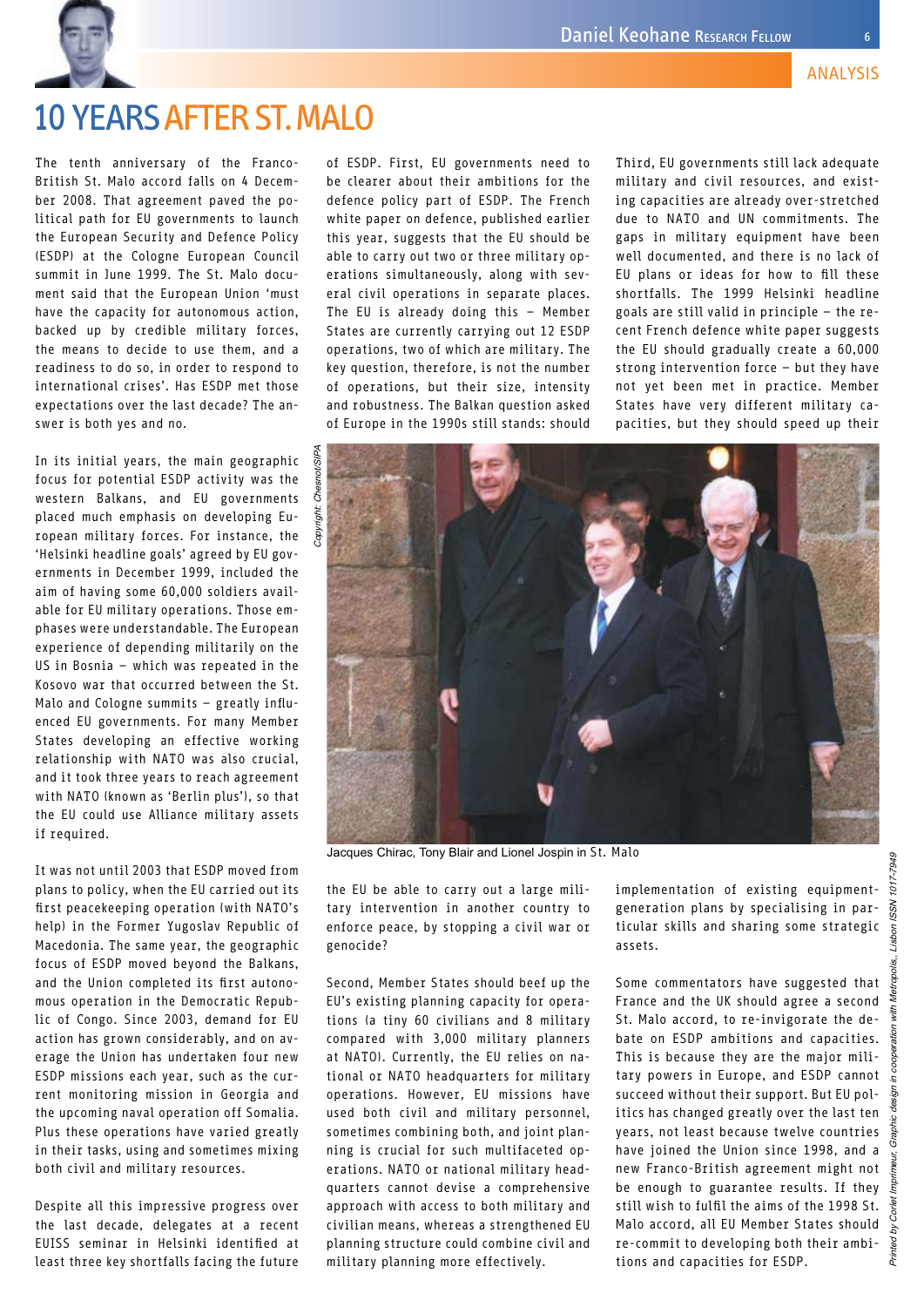ANALYSIS

# 10 YEARS AFTER ST. MALO

The tenth anniversary of the Franco-British St. Malo accord falls on 4 December 2008. That agreement paved the political path for EU governments to launch the European Security and Defence Policy (ESDP) at the Cologne European Council summit in June 1999. The St. Malo document said that the European Union 'must have the capacity for autonomous action, backed up by credible military forces, the means to decide to use them, and a readiness to do so, in order to respond to international crises'. Has ESDP met those expectations over the last decade? The answer is both yes and no.

In its initial years, the main geographic focus for potential ESDP activity was the western Balkans, and EU governments placed much emphasis on developing European military forces. For instance, the 'Helsinki headline goals' agreed by EU governments in December 1999, included the aim of having some 60,000 soldiers available for EU military operations. Those emphases were understandable. The European experience of depending militarily on the US in Bosnia – which was repeated in the Kosovo war that occurred between the St. Malo and Cologne summits – greatly influenced EU governments. For many Member States developing an effective working relationship with NATO was also crucial, and it took three years to reach agreement with NATO (known as 'Berlin plus'), so that the EU could use Alliance military assets if required.

It was not until 2003 that ESDP moved from plans to policy, when the EU carried out its first peacekeeping operation (with NATO's help) in the Former Yugoslav Republic of Macedonia. The same year, the geographic focus of ESDP moved beyond the Balkans, and the Union completed its first autonomous operation in the Democratic Republic of Congo. Since 2003, demand for EU action has grown considerably, and on average the Union has undertaken four new ESDP missions each year, such as the current monitoring mission in Georgia and the upcoming naval operation off Somalia. Plus these operations have varied greatly in their tasks, using and sometimes mixing both civil and military resources.

Despite all this impressive progress over the last decade, delegates at a recent EUISS seminar in Helsinki identified at least three key shortfalls facing the future of ESDP. First, EU governments need to be clearer about their ambitions for the defence policy part of ESDP. The French white paper on defence, published earlier this year, suggests that the EU should be able to carry out two or three military operations simultaneously, along with several civil operations in separate places. The EU is already doing this – Member States are currently carrying out 12 ESDP operations, two of which are military. The key question, therefore, is not the number of operations, but their size, intensity and robustness. The Balkan question asked of Europe in the 1990s still stands: should the EU be able to carry out a large military intervention in another country to enforce peace, by stopping a civil war or genocide?

Second, Member States should beef up the EU's existing planning capacity for operations (a tiny 60 civilians and 8 military compared with 3,000 military planners at NATO). Currently, the EU relies on national or NATO headquarters for military operations. However, EU missions have used both civil and military personnel, sometimes combining both, and joint planning is crucial for such multifaceted operations. NATO or national military headquarters cannot devise a comprehensive approach with access to both military and civilian means, whereas a strengthened EU planning structure could combine civil and military planning more effectively.

Third, EU governments still lack adequate military and civil resources, and existing capacities are already over-stretched due to NATO and UN commitments. The gaps in military equipment have been well documented, and there is no lack of EU plans or ideas for how to fill these shortfalls. The 1999 Helsinki headline goals are still valid in principle – the recent French defence white paper suggests the EU should gradually create a 60,000 strong intervention force – but they have not yet been met in practice. Member States have very different military capacities, but they should speed up their implementation of existing equipment-generation plans by specialising in particular skills and sharing some strategic assets.

Copyright: Chesnot/SIPA

Jacques Chirac, Tony Blair and Lionel Jospin in St. Malo

Some commentators have suggested that France and the UK should agree a second St. Malo accord, to re-invigorate the debate on ESDP ambitions and capacities. This is because they are the major military powers in Europe, and ESDP cannot succeed without their support. But EU politics has changed greatly over the last ten years, not least because twelve countries have joined the Union since 1998, and a new Franco-British agreement might not be enough to guarantee results. If they still wish to fulfil the aims of the 1998 St. Malo accord, all EU Member States should re-commit to developing both their ambitions and capacities for ESDP.